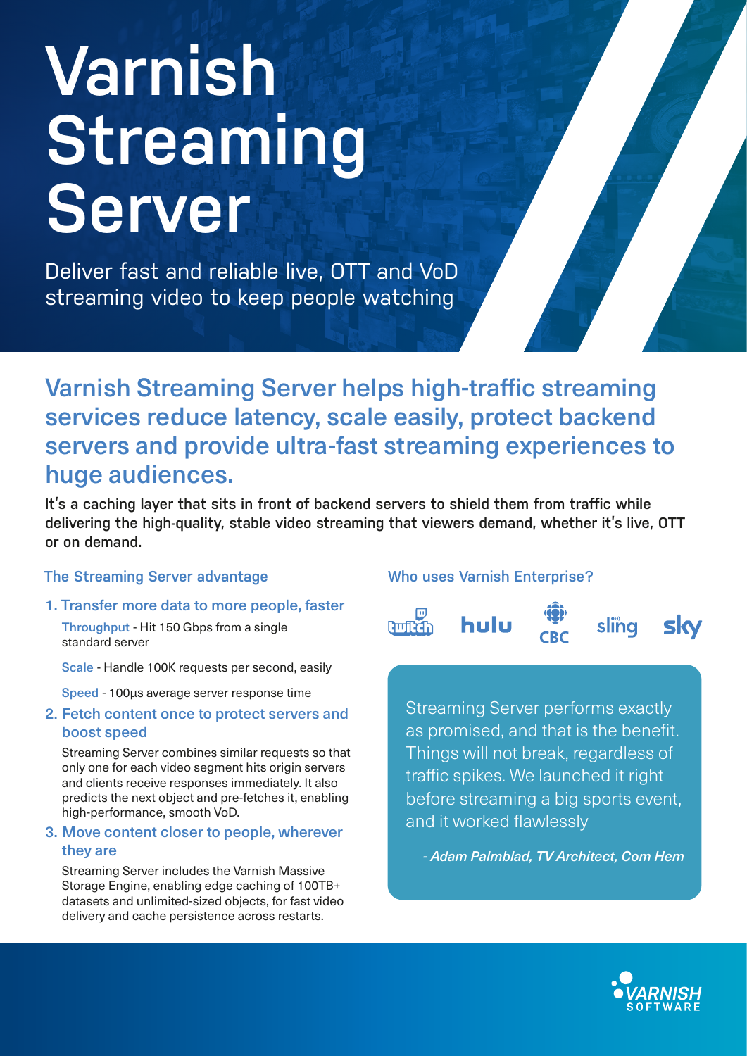# Varnish Streaming Server

Deliver fast and reliable live, OTT and VoD streaming video to keep people watching

## Varnish Streaming Server helps high-traffic streaming services reduce latency, scale easily, protect backend servers and provide ultra-fast streaming experiences to huge audiences.

**It's a caching layer that sits in front of backend servers to shield them from traffic while delivering the high-quality, stable video streaming that viewers demand, whether it's live, OTT or on demand.**

### The Streaming Server advantage

1. **Transfer more data to more people, faster**

   Throughput - Hit 150 Gbps from a single standard server

   Scale - Handle 100K requests per second, easily

   Speed - 100µs average server response time

2. **Fetch content once to protect servers and boost speed**

   Streaming Server combines similar requests so that only one for each video segment hits origin servers and clients receive responses immediately. It also predicts the next object and pre-fetches it, enabling high-performance, smooth VoD.

3. **Move content closer to people, wherever they are**

   Streaming Server includes the Varnish Massive Storage Engine, enabling edge caching of 100TB+ datasets and unlimited-sized objects, for fast video delivery and cache persistence across restarts.

### Who uses Varnish Enterprise?

twitch, hulu, CBC, sling, sky

> Streaming Server performs exactly as promised, and that is the benefit. Things will not break, regardless of traffic spikes. We launched it right before streaming a big sports event, and it worked flawlessly
>
> *- Adam Palmblad, TV Architect, Com Hem*

VARNISH SOFTWARE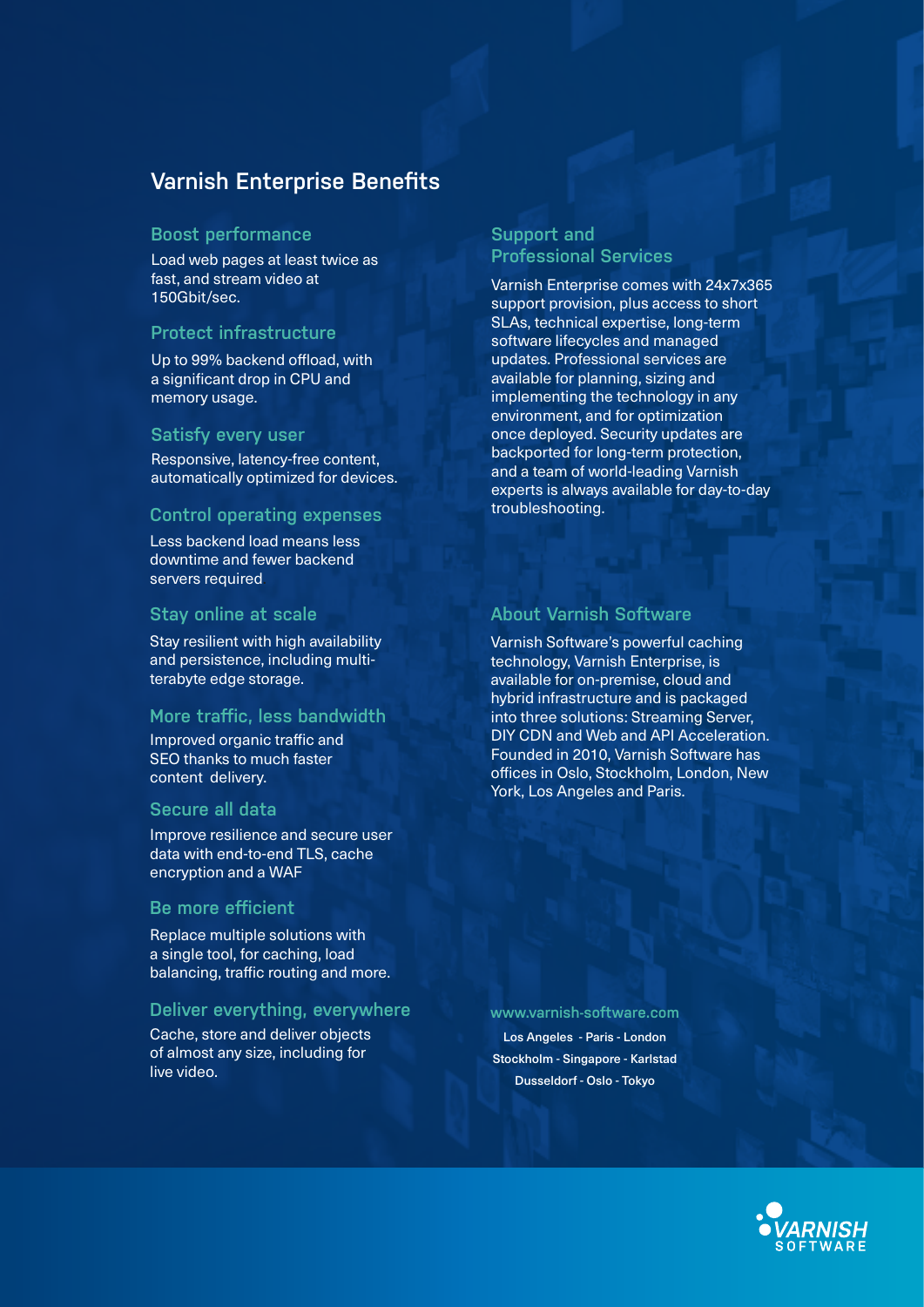## Varnish Enterprise Benefits

### Boost performance

Load web pages at least twice as fast, and stream video at 150Gbit/sec.

### Protect infrastructure

Up to 99% backend offload, with a significant drop in CPU and memory usage.

### Satisfy every user

Responsive, latency-free content, automatically optimized for devices.

### Control operating expenses

Less backend load means less downtime and fewer backend servers required

### Stay online at scale

Stay resilient with high availability and persistence, including multi-terabyte edge storage.

### More traffic, less bandwidth

Improved organic traffic and SEO thanks to much faster content delivery.

### Secure all data

Improve resilience and secure user data with end-to-end TLS, cache encryption and a WAF

### Be more efficient

Replace multiple solutions with a single tool, for caching, load balancing, traffic routing and more.

### Deliver everything, everywhere

Cache, store and deliver objects of almost any size, including for live video.

### Support and Professional Services

Varnish Enterprise comes with 24x7x365 support provision, plus access to short SLAs, technical expertise, long-term software lifecycles and managed updates. Professional services are available for planning, sizing and implementing the technology in any environment, and for optimization once deployed. Security updates are backported for long-term protection, and a team of world-leading Varnish experts is always available for day-to-day troubleshooting.

### About Varnish Software

Varnish Software's powerful caching technology, Varnish Enterprise, is available for on-premise, cloud and hybrid infrastructure and is packaged into three solutions: Streaming Server, DIY CDN and Web and API Acceleration. Founded in 2010, Varnish Software has offices in Oslo, Stockholm, London, New York, Los Angeles and Paris.

www.varnish-software.com

Los Angeles - Paris - London
Stockholm - Singapore - Karlstad
Dusseldorf - Oslo - Tokyo

VARNISH SOFTWARE